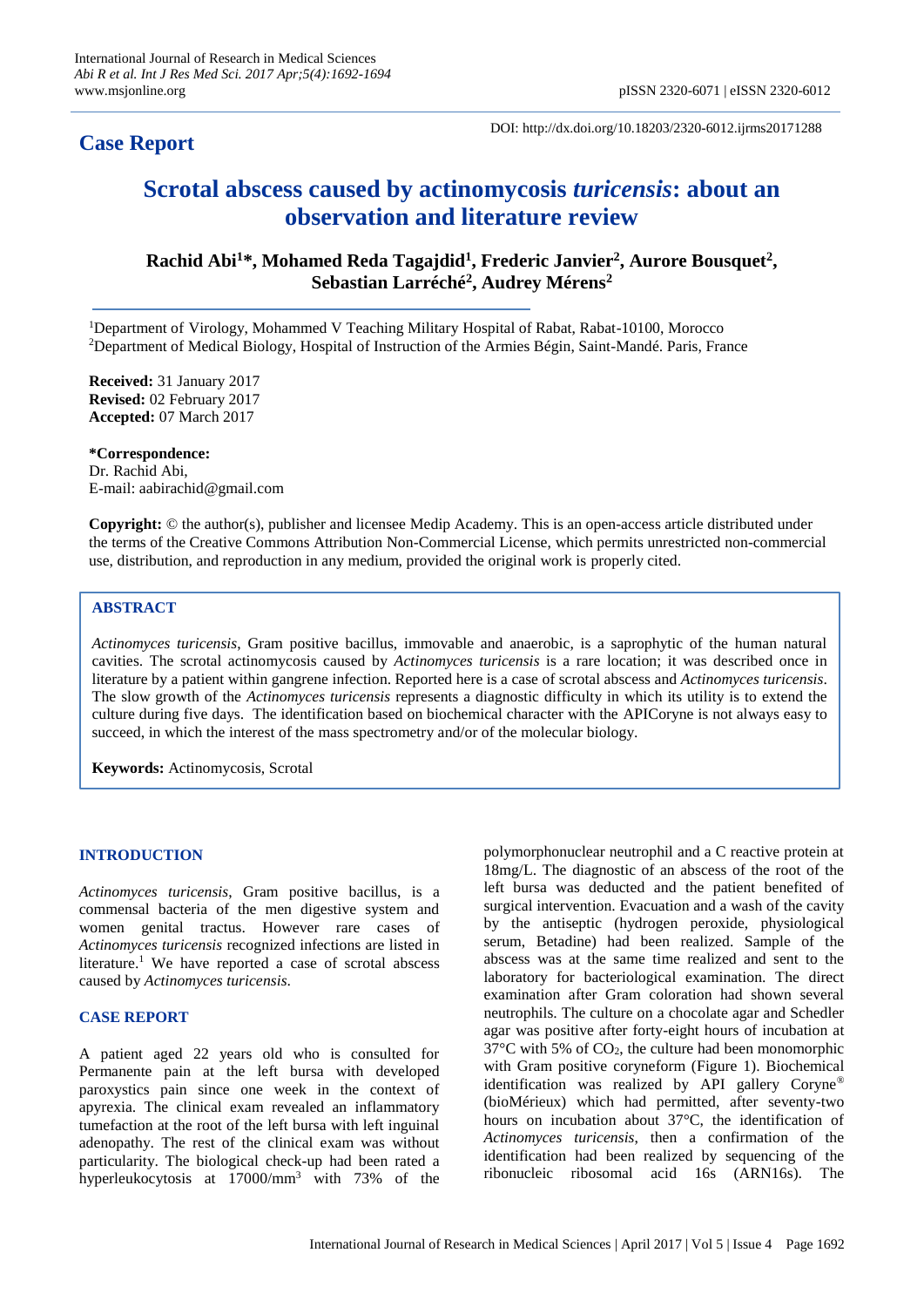# Case Report

DOI: http://dx.doi.org/10.18203/2320-6012.ijrms20171288

# Scrotal abscess caused by actinomycosis *turicensis*: about an observation and literature review

**Rachid Abi[1]\*, Mohamed Reda Tagajdid[1], Frederic Janvier[2], Aurore Bousquet[2], Sebastian Larréché[2], Audrey Mérens[2]**

[1]Department of Virology, Mohammed V Teaching Military Hospital of Rabat, Rabat-10100, Morocco
[2]Department of Medical Biology, Hospital of Instruction of the Armies Bégin, Saint-Mandé. Paris, France

**Received:** 31 January 2017
**Revised:** 02 February 2017
**Accepted:** 07 March 2017

**\*Correspondence:**
Dr. Rachid Abi,
E-mail: aabirachid@gmail.com

**Copyright:** © the author(s), publisher and licensee Medip Academy. This is an open-access article distributed under the Creative Commons Attribution Non-Commercial License, which permits unrestricted non-commercial use, distribution, and reproduction in any medium, provided the original work is properly cited.

## ABSTRACT

*Actinomyces turicensis*, Gram positive bacillus, immovable and anaerobic, is a saprophytic of the human natural cavities. The scrotal actinomycosis caused by *Actinomyces turicensis* is a rare location; it was described once in literature by a patient within gangrene infection. Reported here is a case of scrotal abscess and *Actinomyces turicensis*. The slow growth of the *Actinomyces turicensis* represents a diagnostic difficulty in which its utility is to extend the culture during five days. The identification based on biochemical character with the APICoryne is not always easy to succeed, in which the interest of the mass spectrometry and/or of the molecular biology.

**Keywords:** Actinomycosis, Scrotal

## INTRODUCTION

*Actinomyces turicensis*, Gram positive bacillus, is a commensal bacteria of the men digestive system and women genital tractus. However rare cases of *Actinomyces turicensis* recognized infections are listed in literature.[1] We have reported a case of scrotal abscess caused by *Actinomyces turicensis*.

## CASE REPORT

A patient aged 22 years old who is consulted for Permanente pain at the left bursa with developed paroxystics pain since one week in the context of apyrexia. The clinical exam revealed an inflammatory tumefaction at the root of the left bursa with left inguinal adenopathy. The rest of the clinical exam was without particularity. The biological check-up had been rated a hyperleukocytosis at 17000/mm$^3$ with 73% of the polymorphonuclear neutrophil and a C reactive protein at 18mg/L. The diagnostic of an abscess of the root of the left bursa was deducted and the patient benefited of surgical intervention. Evacuation and a wash of the cavity by the antiseptic (hydrogen peroxide, physiological serum, Betadine) had been realized. Sample of the abscess was at the same time realized and sent to the laboratory for bacteriological examination. The direct examination after Gram coloration had shown several neutrophils. The culture on a chocolate agar and Schedler agar was positive after forty-eight hours of incubation at 37°C with 5% of $CO_2$, the culture had been monomorphic with Gram positive coryneform (Figure 1). Biochemical identification was realized by API gallery Coryne® (bioMérieux) which had permitted, after seventy-two hours on incubation about 37°C, the identification of *Actinomyces turicensis*, then a confirmation of the identification had been realized by sequencing of the ribonucleic ribosomal acid 16s (ARN16s). The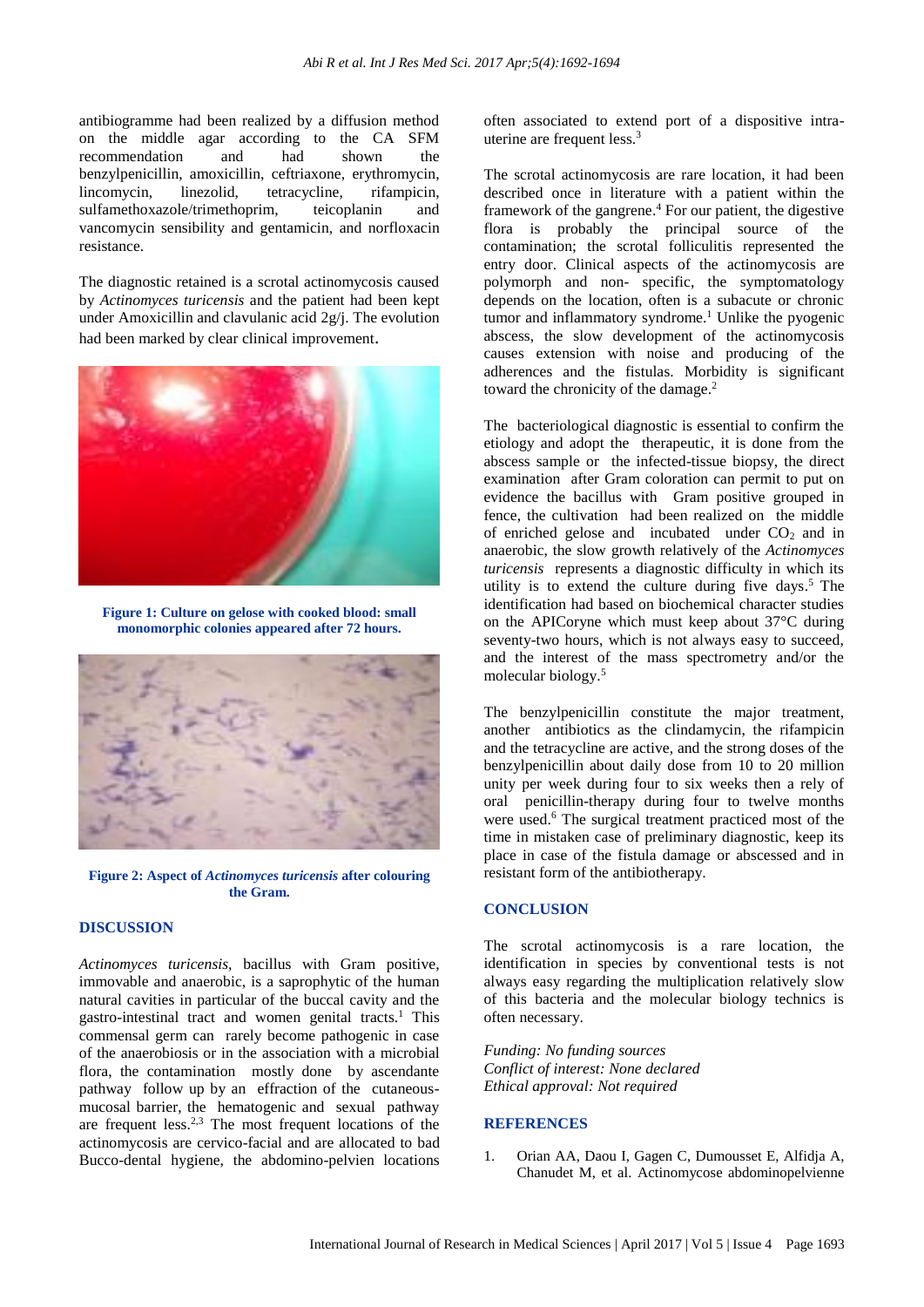antibiogramme had been realized by a diffusion method on the middle agar according to the CA SFM recommendation and had shown the benzylpenicillin, amoxicillin, ceftriaxone, erythromycin, lincomycin, linezolid, tetracycline, rifampicin, sulfamethoxazole/trimethoprim, teicoplanin and vancomycin sensibility and gentamicin, and norfloxacin resistance.

The diagnostic retained is a scrotal actinomycosis caused by *Actinomyces turicensis* and the patient had been kept under Amoxicillin and clavulanic acid 2g/j. The evolution had been marked by clear clinical improvement.

**Figure 1: Culture on gelose with cooked blood: small monomorphic colonies appeared after 72 hours.**

**Figure 2: Aspect of *Actinomyces turicensis* after colouring the Gram.**

## DISCUSSION

*Actinomyces turicensis*, bacillus with Gram positive, immovable and anaerobic, is a saprophytic of the human natural cavities in particular of the buccal cavity and the gastro-intestinal tract and women genital tracts.[1] This commensal germ can rarely become pathogenic in case of the anaerobiosis or in the association with a microbial flora, the contamination mostly done by ascendante pathway follow up by an effraction of the cutaneous-mucosal barrier, the hematogenic and sexual pathway are frequent less.[2,3] The most frequent locations of the actinomycosis are cervico-facial and are allocated to bad Bucco-dental hygiene, the abdomino-pelvien locations often associated to extend port of a dispositive intra-uterine are frequent less.[3]

The scrotal actinomycosis are rare location, it had been described once in literature with a patient within the framework of the gangrene.[4] For our patient, the digestive flora is probably the principal source of the contamination; the scrotal folliculitis represented the entry door. Clinical aspects of the actinomycosis are polymorph and non- specific, the symptomatology depends on the location, often is a subacute or chronic tumor and inflammatory syndrome.[1] Unlike the pyogenic abscess, the slow development of the actinomycosis causes extension with noise and producing of the adherences and the fistulas. Morbidity is significant toward the chronicity of the damage.[2]

The bacteriological diagnostic is essential to confirm the etiology and adopt the therapeutic, it is done from the abscess sample or the infected-tissue biopsy, the direct examination after Gram coloration can permit to put on evidence the bacillus with Gram positive grouped in fence, the cultivation had been realized on the middle of enriched gelose and incubated under $CO_2$ and in anaerobic, the slow growth relatively of the *Actinomyces turicensis* represents a diagnostic difficulty in which its utility is to extend the culture during five days.[5] The identification had based on biochemical character studies on the APICoryne which must keep about 37°C during seventy-two hours, which is not always easy to succeed, and the interest of the mass spectrometry and/or the molecular biology.[5]

The benzylpenicillin constitute the major treatment, another antibiotics as the clindamycin, the rifampicin and the tetracycline are active, and the strong doses of the benzylpenicillin about daily dose from 10 to 20 million unity per week during four to six weeks then a rely of oral penicillin-therapy during four to twelve months were used.[6] The surgical treatment practiced most of the time in mistaken case of preliminary diagnostic, keep its place in case of the fistula damage or abscessed and in resistant form of the antibiotherapy.

## CONCLUSION

The scrotal actinomycosis is a rare location, the identification in species by conventional tests is not always easy regarding the multiplication relatively slow of this bacteria and the molecular biology technics is often necessary.

*Funding: No funding sources*
*Conflict of interest: None declared*
*Ethical approval: Not required*

## REFERENCES

1. Orian AA, Daou I, Gagen C, Dumousset E, Alfidja A, Chanudet M, et al. Actinomycose abdominopelvienne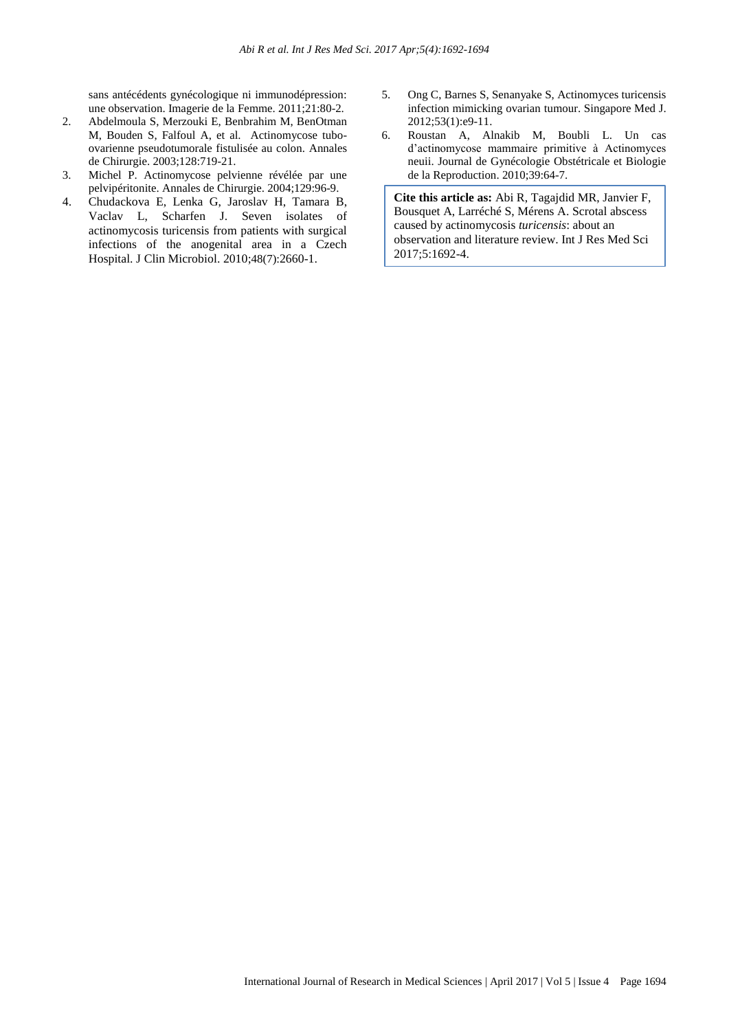sans antécédents gynécologique ni immunodépression: une observation. Imagerie de la Femme. 2011;21:80-2.

2. Abdelmoula S, Merzouki E, Benbrahim M, BenOtman M, Bouden S, Falfoul A, et al. Actinomycose tubo-ovarienne pseudotumorale fistulisée au colon. Annales de Chirurgie. 2003;128:719-21.
3. Michel P. Actinomycose pelvienne révélée par une pelvipéritonite. Annales de Chirurgie. 2004;129:96-9.
4. Chudackova E, Lenka G, Jaroslav H, Tamara B, Vaclav L, Scharfen J. Seven isolates of actinomycosis turicensis from patients with surgical infections of the anogenital area in a Czech Hospital. J Clin Microbiol. 2010;48(7):2660-1.
5. Ong C, Barnes S, Senanyake S, Actinomyces turicensis infection mimicking ovarian tumour. Singapore Med J. 2012;53(1):e9-11.
6. Roustan A, Alnakib M, Boubli L. Un cas d'actinomycose mammaire primitive à Actinomyces neuii. Journal de Gynécologie Obstétricale et Biologie de la Reproduction. 2010;39:64-7.

**Cite this article as:** Abi R, Tagajdid MR, Janvier F, Bousquet A, Larréché S, Mérens A. Scrotal abscess caused by actinomycosis *turicensis*: about an observation and literature review. Int J Res Med Sci 2017;5:1692-4.